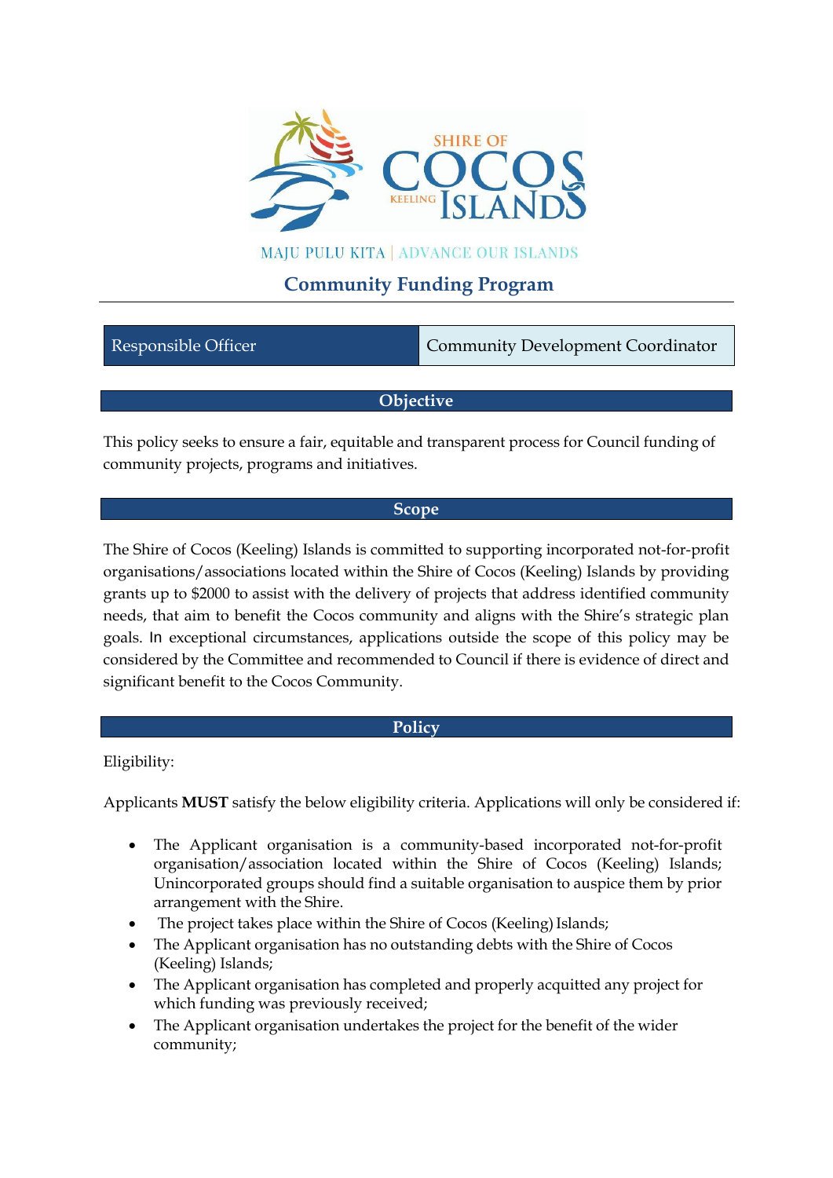MAJU PULU KITA | ADVANCE OUR ISLANDS

# Community Funding Program

| Responsible Officer | Community Development Coordinator |
| --- | --- |

## Objective

This policy seeks to ensure a fair, equitable and transparent process for Council funding of community projects, programs and initiatives.

## Scope

The Shire of Cocos (Keeling) Islands is committed to supporting incorporated not-for-profit organisations/associations located within the Shire of Cocos (Keeling) Islands by providing grants up to $2000 to assist with the delivery of projects that address identified community needs, that aim to benefit the Cocos community and aligns with the Shire's strategic plan goals. In exceptional circumstances, applications outside the scope of this policy may be considered by the Committee and recommended to Council if there is evidence of direct and significant benefit to the Cocos Community.

## Policy

Eligibility:

Applicants **MUST** satisfy the below eligibility criteria. Applications will only be considered if:

- The Applicant organisation is a community-based incorporated not-for-profit organisation/association located within the Shire of Cocos (Keeling) Islands; Unincorporated groups should find a suitable organisation to auspice them by prior arrangement with the Shire.
- The project takes place within the Shire of Cocos (Keeling) Islands;
- The Applicant organisation has no outstanding debts with the Shire of Cocos (Keeling) Islands;
- The Applicant organisation has completed and properly acquitted any project for which funding was previously received;
- The Applicant organisation undertakes the project for the benefit of the wider community;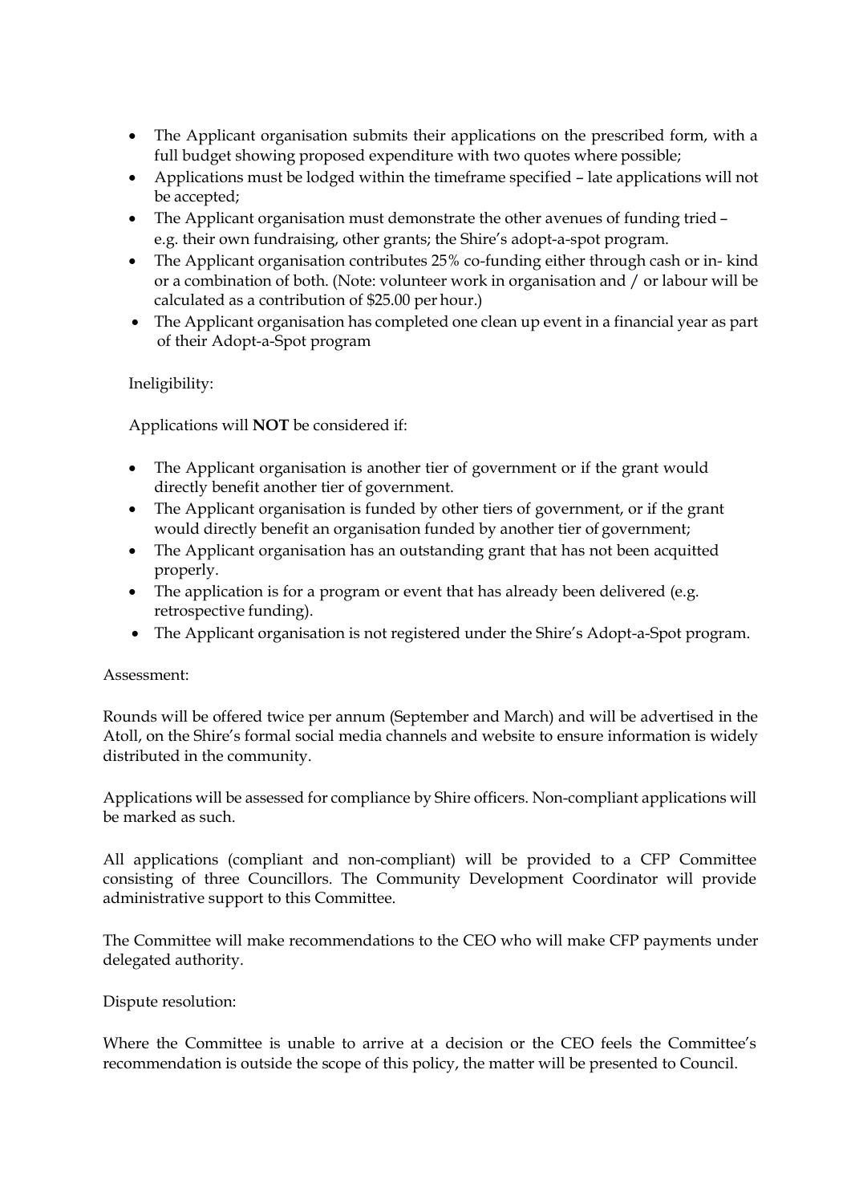- The Applicant organisation submits their applications on the prescribed form, with a full budget showing proposed expenditure with two quotes where possible;
- Applications must be lodged within the timeframe specified – late applications will not be accepted;
- The Applicant organisation must demonstrate the other avenues of funding tried – e.g. their own fundraising, other grants; the Shire's adopt-a-spot program.
- The Applicant organisation contributes 25% co-funding either through cash or in- kind or a combination of both. (Note: volunteer work in organisation and / or labour will be calculated as a contribution of $25.00 per hour.)
- The Applicant organisation has completed one clean up event in a financial year as part of their Adopt-a-Spot program

Ineligibility:

Applications will **NOT** be considered if:

- The Applicant organisation is another tier of government or if the grant would directly benefit another tier of government.
- The Applicant organisation is funded by other tiers of government, or if the grant would directly benefit an organisation funded by another tier of government;
- The Applicant organisation has an outstanding grant that has not been acquitted properly.
- The application is for a program or event that has already been delivered (e.g. retrospective funding).
- The Applicant organisation is not registered under the Shire's Adopt-a-Spot program.

Assessment:

Rounds will be offered twice per annum (September and March) and will be advertised in the Atoll, on the Shire's formal social media channels and website to ensure information is widely distributed in the community.

Applications will be assessed for compliance by Shire officers. Non-compliant applications will be marked as such.

All applications (compliant and non-compliant) will be provided to a CFP Committee consisting of three Councillors. The Community Development Coordinator will provide administrative support to this Committee.

The Committee will make recommendations to the CEO who will make CFP payments under delegated authority.

Dispute resolution:

Where the Committee is unable to arrive at a decision or the CEO feels the Committee's recommendation is outside the scope of this policy, the matter will be presented to Council.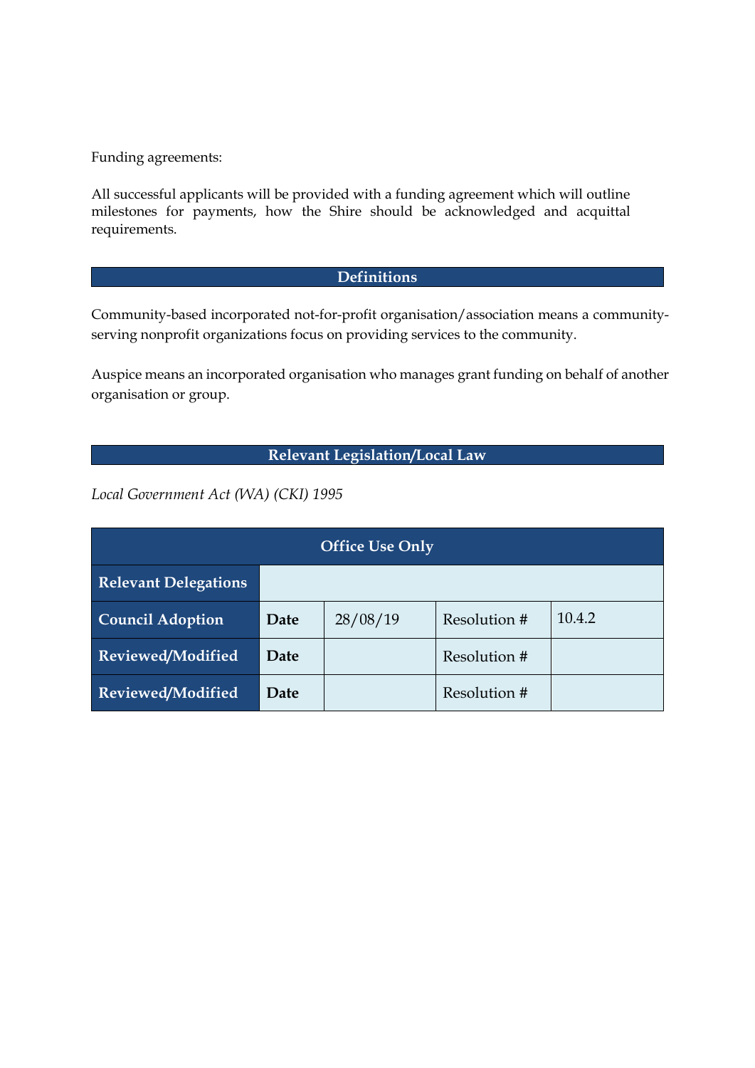Funding agreements:

All successful applicants will be provided with a funding agreement which will outline milestones for payments, how the Shire should be acknowledged and acquittal requirements.

## Definitions

Community-based incorporated not-for-profit organisation/association means a community-serving nonprofit organizations focus on providing services to the community.

Auspice means an incorporated organisation who manages grant funding on behalf of another organisation or group.

## Relevant Legislation/Local Law

*Local Government Act (WA) (CKI) 1995*

| Office Use Only | | | | |
|---|---|---|---|---|
| **Relevant Delegations** | | | | |
| **Council Adoption** | **Date** | 28/08/19 | Resolution # | 10.4.2 |
| **Reviewed/Modified** | **Date** | | Resolution # | |
| **Reviewed/Modified** | **Date** | | Resolution # | |